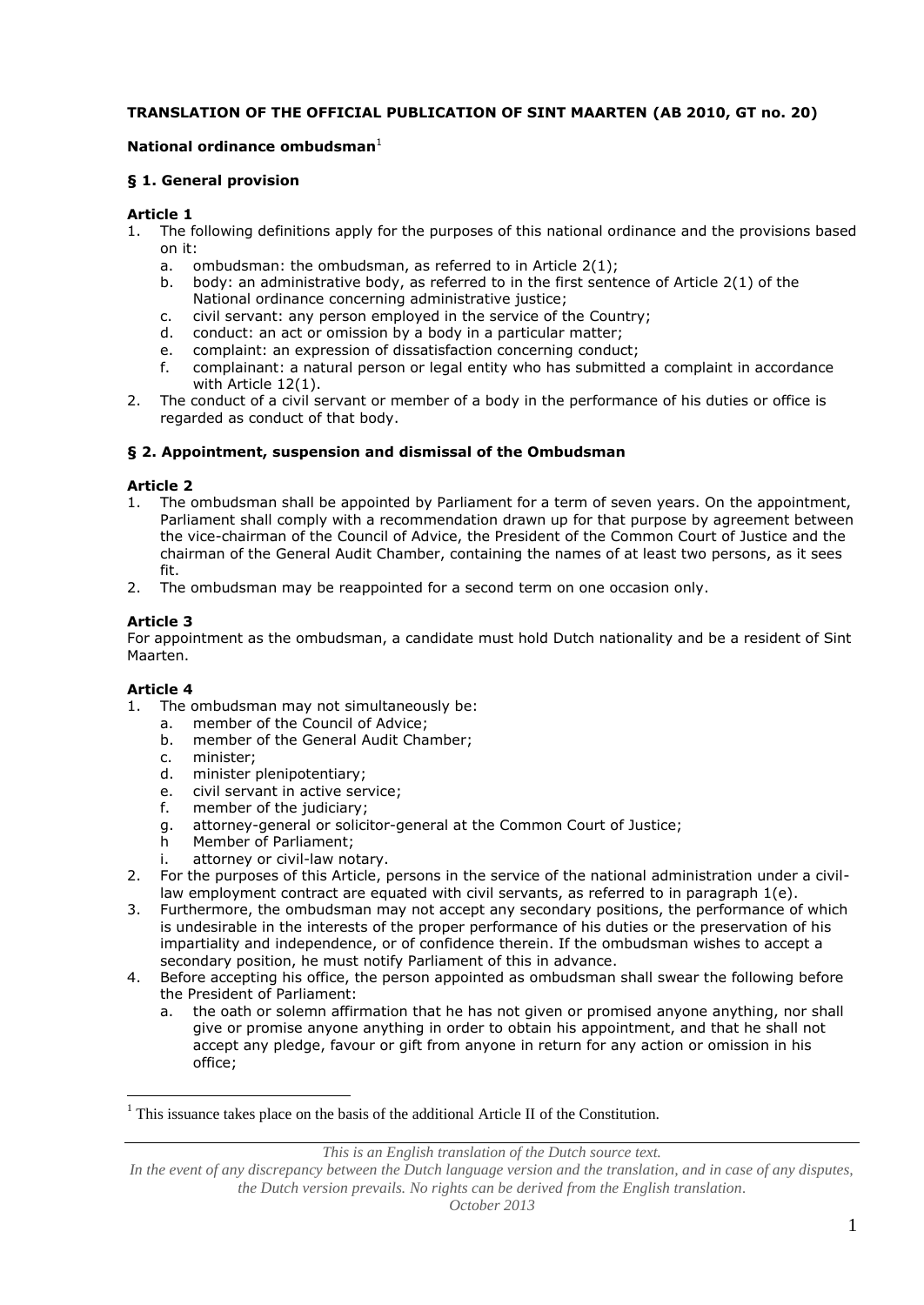**TRANSLATION OF THE OFFICIAL PUBLICATION OF SINT MAARTEN (AB 2010, GT no. 20)**

**National ordinance ombudsman**[1]

### § 1. General provision

#### Article 1

1. The following definitions apply for the purposes of this national ordinance and the provisions based on it:
   a. ombudsman: the ombudsman, as referred to in Article 2(1);
   b. body: an administrative body, as referred to in the first sentence of Article 2(1) of the National ordinance concerning administrative justice;
   c. civil servant: any person employed in the service of the Country;
   d. conduct: an act or omission by a body in a particular matter;
   e. complaint: an expression of dissatisfaction concerning conduct;
   f. complainant: a natural person or legal entity who has submitted a complaint in accordance with Article 12(1).
2. The conduct of a civil servant or member of a body in the performance of his duties or office is regarded as conduct of that body.

### § 2. Appointment, suspension and dismissal of the Ombudsman

#### Article 2

1. The ombudsman shall be appointed by Parliament for a term of seven years. On the appointment, Parliament shall comply with a recommendation drawn up for that purpose by agreement between the vice-chairman of the Council of Advice, the President of the Common Court of Justice and the chairman of the General Audit Chamber, containing the names of at least two persons, as it sees fit.
2. The ombudsman may be reappointed for a second term on one occasion only.

#### Article 3

For appointment as the ombudsman, a candidate must hold Dutch nationality and be a resident of Sint Maarten.

#### Article 4

1. The ombudsman may not simultaneously be:
   a. member of the Council of Advice;
   b. member of the General Audit Chamber;
   c. minister;
   d. minister plenipotentiary;
   e. civil servant in active service;
   f. member of the judiciary;
   g. attorney-general or solicitor-general at the Common Court of Justice;
   h Member of Parliament;
   i. attorney or civil-law notary.
2. For the purposes of this Article, persons in the service of the national administration under a civil-law employment contract are equated with civil servants, as referred to in paragraph 1(e).
3. Furthermore, the ombudsman may not accept any secondary positions, the performance of which is undesirable in the interests of the proper performance of his duties or the preservation of his impartiality and independence, or of confidence therein. If the ombudsman wishes to accept a secondary position, he must notify Parliament of this in advance.
4. Before accepting his office, the person appointed as ombudsman shall swear the following before the President of Parliament:
   a. the oath or solemn affirmation that he has not given or promised anyone anything, nor shall give or promise anyone anything in order to obtain his appointment, and that he shall not accept any pledge, favour or gift from anyone in return for any action or omission in his office;

---

[1] This issuance takes place on the basis of the additional Article II of the Constitution.

*This is an English translation of the Dutch source text.*
*In the event of any discrepancy between the Dutch language version and the translation, and in case of any disputes, the Dutch version prevails. No rights can be derived from the English translation.*
*October 2013*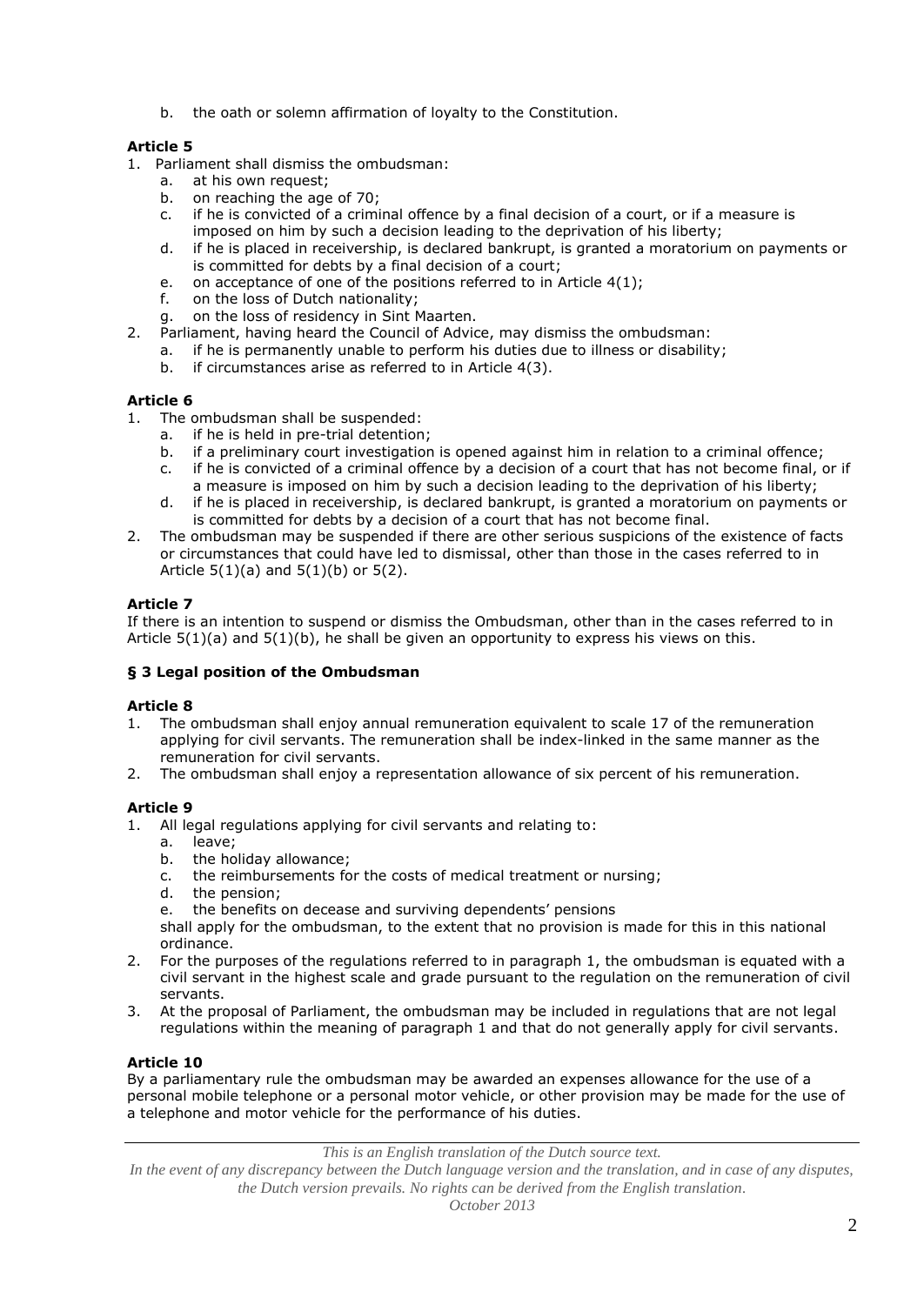b. the oath or solemn affirmation of loyalty to the Constitution.

**Article 5**

1. Parliament shall dismiss the ombudsman:
   a. at his own request;
   b. on reaching the age of 70;
   c. if he is convicted of a criminal offence by a final decision of a court, or if a measure is imposed on him by such a decision leading to the deprivation of his liberty;
   d. if he is placed in receivership, is declared bankrupt, is granted a moratorium on payments or is committed for debts by a final decision of a court;
   e. on acceptance of one of the positions referred to in Article 4(1);
   f. on the loss of Dutch nationality;
   g. on the loss of residency in Sint Maarten.
2. Parliament, having heard the Council of Advice, may dismiss the ombudsman:
   a. if he is permanently unable to perform his duties due to illness or disability;
   b. if circumstances arise as referred to in Article 4(3).

**Article 6**

1. The ombudsman shall be suspended:
   a. if he is held in pre-trial detention;
   b. if a preliminary court investigation is opened against him in relation to a criminal offence;
   c. if he is convicted of a criminal offence by a decision of a court that has not become final, or if a measure is imposed on him by such a decision leading to the deprivation of his liberty;
   d. if he is placed in receivership, is declared bankrupt, is granted a moratorium on payments or is committed for debts by a decision of a court that has not become final.
2. The ombudsman may be suspended if there are other serious suspicions of the existence of facts or circumstances that could have led to dismissal, other than those in the cases referred to in Article 5(1)(a) and 5(1)(b) or 5(2).

**Article 7**

If there is an intention to suspend or dismiss the Ombudsman, other than in the cases referred to in Article 5(1)(a) and 5(1)(b), he shall be given an opportunity to express his views on this.

**§ 3 Legal position of the Ombudsman**

**Article 8**

1. The ombudsman shall enjoy annual remuneration equivalent to scale 17 of the remuneration applying for civil servants. The remuneration shall be index-linked in the same manner as the remuneration for civil servants.
2. The ombudsman shall enjoy a representation allowance of six percent of his remuneration.

**Article 9**

1. All legal regulations applying for civil servants and relating to:
   a. leave;
   b. the holiday allowance;
   c. the reimbursements for the costs of medical treatment or nursing;
   d. the pension;
   e. the benefits on decease and surviving dependents' pensions

   shall apply for the ombudsman, to the extent that no provision is made for this in this national ordinance.
2. For the purposes of the regulations referred to in paragraph 1, the ombudsman is equated with a civil servant in the highest scale and grade pursuant to the regulation on the remuneration of civil servants.
3. At the proposal of Parliament, the ombudsman may be included in regulations that are not legal regulations within the meaning of paragraph 1 and that do not generally apply for civil servants.

**Article 10**

By a parliamentary rule the ombudsman may be awarded an expenses allowance for the use of a personal mobile telephone or a personal motor vehicle, or other provision may be made for the use of a telephone and motor vehicle for the performance of his duties.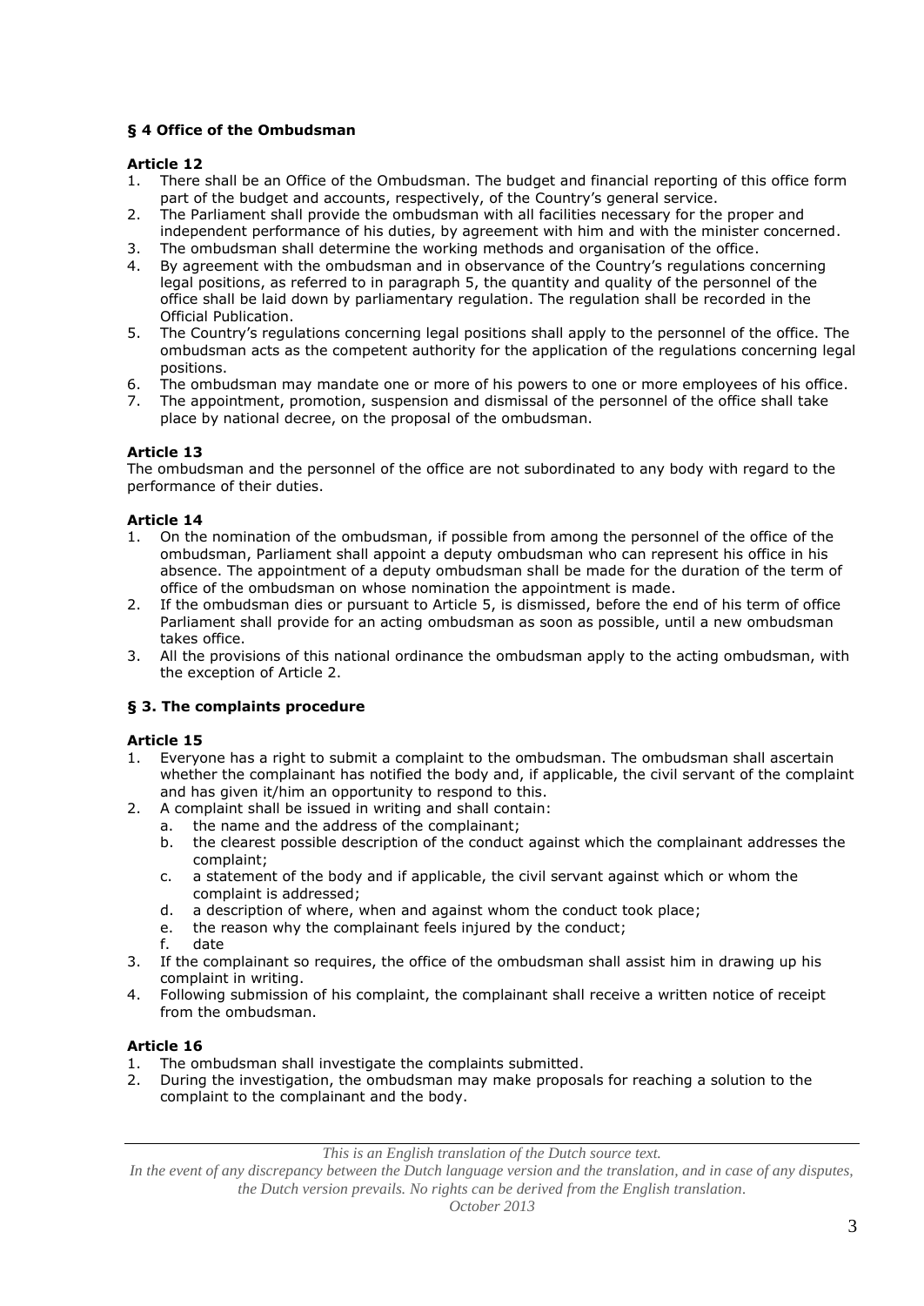### § 4 Office of the Ombudsman

**Article 12**

1. There shall be an Office of the Ombudsman. The budget and financial reporting of this office form part of the budget and accounts, respectively, of the Country's general service.
2. The Parliament shall provide the ombudsman with all facilities necessary for the proper and independent performance of his duties, by agreement with him and with the minister concerned.
3. The ombudsman shall determine the working methods and organisation of the office.
4. By agreement with the ombudsman and in observance of the Country's regulations concerning legal positions, as referred to in paragraph 5, the quantity and quality of the personnel of the office shall be laid down by parliamentary regulation. The regulation shall be recorded in the Official Publication.
5. The Country's regulations concerning legal positions shall apply to the personnel of the office. The ombudsman acts as the competent authority for the application of the regulations concerning legal positions.
6. The ombudsman may mandate one or more of his powers to one or more employees of his office.
7. The appointment, promotion, suspension and dismissal of the personnel of the office shall take place by national decree, on the proposal of the ombudsman.

**Article 13**

The ombudsman and the personnel of the office are not subordinated to any body with regard to the performance of their duties.

**Article 14**

1. On the nomination of the ombudsman, if possible from among the personnel of the office of the ombudsman, Parliament shall appoint a deputy ombudsman who can represent his office in his absence. The appointment of a deputy ombudsman shall be made for the duration of the term of office of the ombudsman on whose nomination the appointment is made.
2. If the ombudsman dies or pursuant to Article 5, is dismissed, before the end of his term of office Parliament shall provide for an acting ombudsman as soon as possible, until a new ombudsman takes office.
3. All the provisions of this national ordinance the ombudsman apply to the acting ombudsman, with the exception of Article 2.

### § 3. The complaints procedure

**Article 15**

1. Everyone has a right to submit a complaint to the ombudsman. The ombudsman shall ascertain whether the complainant has notified the body and, if applicable, the civil servant of the complaint and has given it/him an opportunity to respond to this.
2. A complaint shall be issued in writing and shall contain:
   a. the name and the address of the complainant;
   b. the clearest possible description of the conduct against which the complainant addresses the complaint;
   c. a statement of the body and if applicable, the civil servant against which or whom the complaint is addressed;
   d. a description of where, when and against whom the conduct took place;
   e. the reason why the complainant feels injured by the conduct;
   f. date
3. If the complainant so requires, the office of the ombudsman shall assist him in drawing up his complaint in writing.
4. Following submission of his complaint, the complainant shall receive a written notice of receipt from the ombudsman.

**Article 16**

1. The ombudsman shall investigate the complaints submitted.
2. During the investigation, the ombudsman may make proposals for reaching a solution to the complaint to the complainant and the body.

*This is an English translation of the Dutch source text.*
*In the event of any discrepancy between the Dutch language version and the translation, and in case of any disputes, the Dutch version prevails. No rights can be derived from the English translation.*
*October 2013*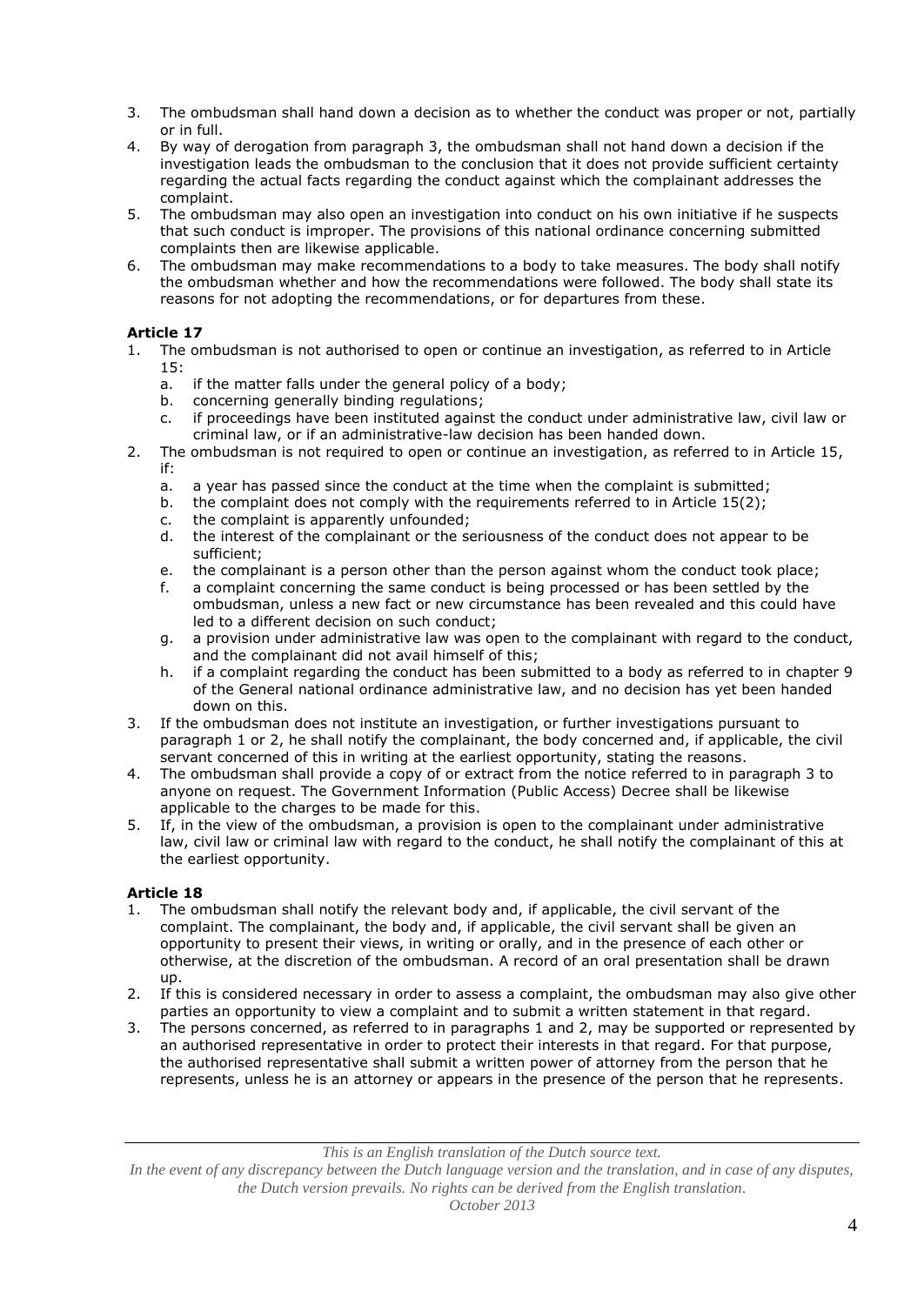3. The ombudsman shall hand down a decision as to whether the conduct was proper or not, partially or in full.
4. By way of derogation from paragraph 3, the ombudsman shall not hand down a decision if the investigation leads the ombudsman to the conclusion that it does not provide sufficient certainty regarding the actual facts regarding the conduct against which the complainant addresses the complaint.
5. The ombudsman may also open an investigation into conduct on his own initiative if he suspects that such conduct is improper. The provisions of this national ordinance concerning submitted complaints then are likewise applicable.
6. The ombudsman may make recommendations to a body to take measures. The body shall notify the ombudsman whether and how the recommendations were followed. The body shall state its reasons for not adopting the recommendations, or for departures from these.

**Article 17**

1. The ombudsman is not authorised to open or continue an investigation, as referred to in Article 15:
   a. if the matter falls under the general policy of a body;
   b. concerning generally binding regulations;
   c. if proceedings have been instituted against the conduct under administrative law, civil law or criminal law, or if an administrative-law decision has been handed down.
2. The ombudsman is not required to open or continue an investigation, as referred to in Article 15, if:
   a. a year has passed since the conduct at the time when the complaint is submitted;
   b. the complaint does not comply with the requirements referred to in Article 15(2);
   c. the complaint is apparently unfounded;
   d. the interest of the complainant or the seriousness of the conduct does not appear to be sufficient;
   e. the complainant is a person other than the person against whom the conduct took place;
   f. a complaint concerning the same conduct is being processed or has been settled by the ombudsman, unless a new fact or new circumstance has been revealed and this could have led to a different decision on such conduct;
   g. a provision under administrative law was open to the complainant with regard to the conduct, and the complainant did not avail himself of this;
   h. if a complaint regarding the conduct has been submitted to a body as referred to in chapter 9 of the General national ordinance administrative law, and no decision has yet been handed down on this.
3. If the ombudsman does not institute an investigation, or further investigations pursuant to paragraph 1 or 2, he shall notify the complainant, the body concerned and, if applicable, the civil servant concerned of this in writing at the earliest opportunity, stating the reasons.
4. The ombudsman shall provide a copy of or extract from the notice referred to in paragraph 3 to anyone on request. The Government Information (Public Access) Decree shall be likewise applicable to the charges to be made for this.
5. If, in the view of the ombudsman, a provision is open to the complainant under administrative law, civil law or criminal law with regard to the conduct, he shall notify the complainant of this at the earliest opportunity.

**Article 18**

1. The ombudsman shall notify the relevant body and, if applicable, the civil servant of the complaint. The complainant, the body and, if applicable, the civil servant shall be given an opportunity to present their views, in writing or orally, and in the presence of each other or otherwise, at the discretion of the ombudsman. A record of an oral presentation shall be drawn up.
2. If this is considered necessary in order to assess a complaint, the ombudsman may also give other parties an opportunity to view a complaint and to submit a written statement in that regard.
3. The persons concerned, as referred to in paragraphs 1 and 2, may be supported or represented by an authorised representative in order to protect their interests in that regard. For that purpose, the authorised representative shall submit a written power of attorney from the person that he represents, unless he is an attorney or appears in the presence of the person that he represents.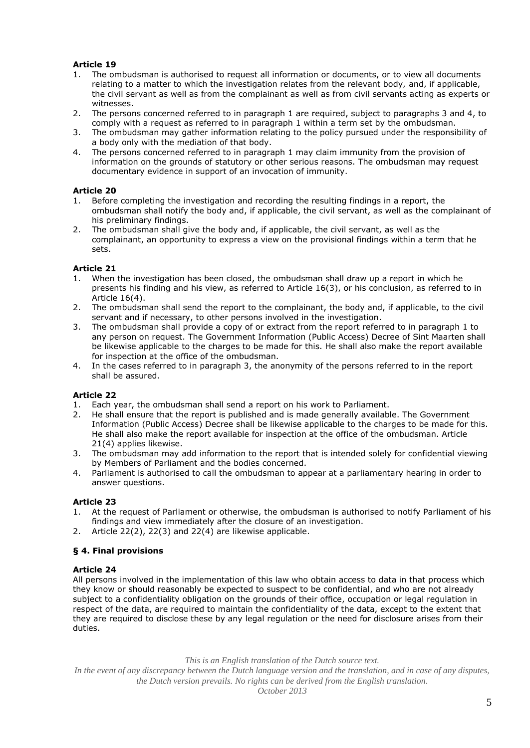**Article 19**

1. The ombudsman is authorised to request all information or documents, or to view all documents relating to a matter to which the investigation relates from the relevant body, and, if applicable, the civil servant as well as from the complainant as well as from civil servants acting as experts or witnesses.
2. The persons concerned referred to in paragraph 1 are required, subject to paragraphs 3 and 4, to comply with a request as referred to in paragraph 1 within a term set by the ombudsman.
3. The ombudsman may gather information relating to the policy pursued under the responsibility of a body only with the mediation of that body.
4. The persons concerned referred to in paragraph 1 may claim immunity from the provision of information on the grounds of statutory or other serious reasons. The ombudsman may request documentary evidence in support of an invocation of immunity.

**Article 20**

1. Before completing the investigation and recording the resulting findings in a report, the ombudsman shall notify the body and, if applicable, the civil servant, as well as the complainant of his preliminary findings.
2. The ombudsman shall give the body and, if applicable, the civil servant, as well as the complainant, an opportunity to express a view on the provisional findings within a term that he sets.

**Article 21**

1. When the investigation has been closed, the ombudsman shall draw up a report in which he presents his finding and his view, as referred to Article 16(3), or his conclusion, as referred to in Article 16(4).
2. The ombudsman shall send the report to the complainant, the body and, if applicable, to the civil servant and if necessary, to other persons involved in the investigation.
3. The ombudsman shall provide a copy of or extract from the report referred to in paragraph 1 to any person on request. The Government Information (Public Access) Decree of Sint Maarten shall be likewise applicable to the charges to be made for this. He shall also make the report available for inspection at the office of the ombudsman.
4. In the cases referred to in paragraph 3, the anonymity of the persons referred to in the report shall be assured.

**Article 22**

1. Each year, the ombudsman shall send a report on his work to Parliament.
2. He shall ensure that the report is published and is made generally available. The Government Information (Public Access) Decree shall be likewise applicable to the charges to be made for this. He shall also make the report available for inspection at the office of the ombudsman. Article 21(4) applies likewise.
3. The ombudsman may add information to the report that is intended solely for confidential viewing by Members of Parliament and the bodies concerned.
4. Parliament is authorised to call the ombudsman to appear at a parliamentary hearing in order to answer questions.

**Article 23**

1. At the request of Parliament or otherwise, the ombudsman is authorised to notify Parliament of his findings and view immediately after the closure of an investigation.
2. Article 22(2), 22(3) and 22(4) are likewise applicable.

**§ 4. Final provisions**

**Article 24**

All persons involved in the implementation of this law who obtain access to data in that process which they know or should reasonably be expected to suspect to be confidential, and who are not already subject to a confidentiality obligation on the grounds of their office, occupation or legal regulation in respect of the data, are required to maintain the confidentiality of the data, except to the extent that they are required to disclose these by any legal regulation or the need for disclosure arises from their duties.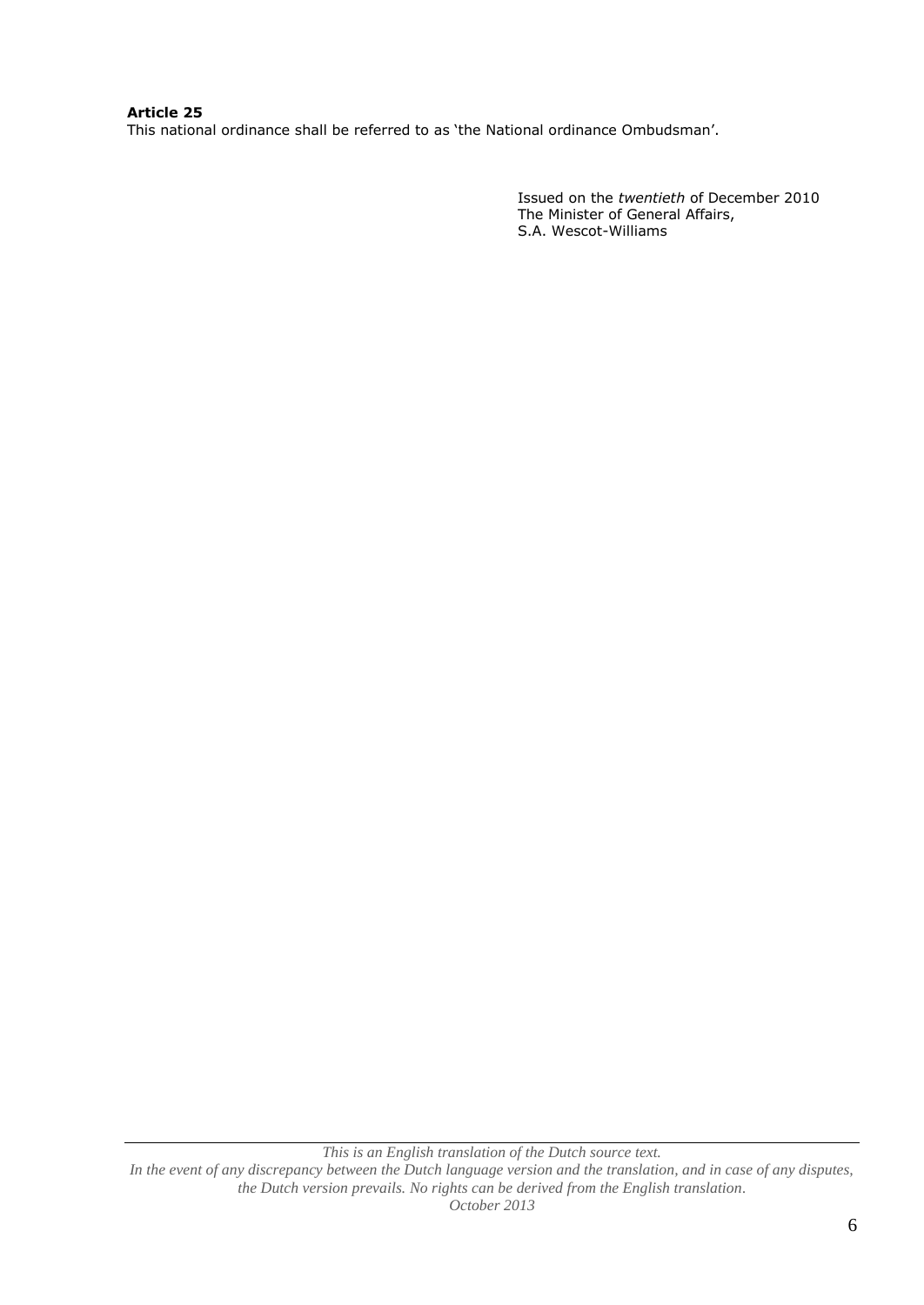**Article 25**
This national ordinance shall be referred to as 'the National ordinance Ombudsman'.

Issued on the *twentieth* of December 2010
The Minister of General Affairs,
S.A. Wescot-Williams